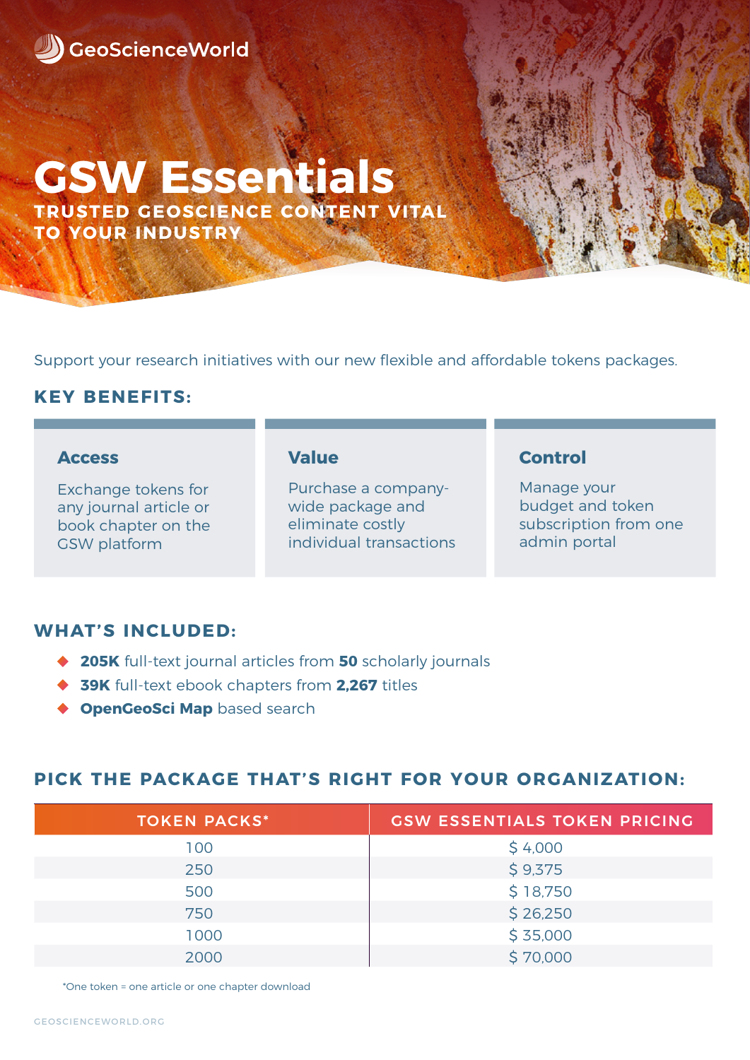GeoScienceWorld

# GSW Essentials

**TRUSTED GEOSCIENCE CONTENT VITAL TO YOUR INDUSTRY**

Support your research initiatives with our new flexible and affordable tokens packages.

## KEY BENEFITS:

### Access

Exchange tokens for any journal article or book chapter on the GSW platform

### Value

Purchase a company-wide package and eliminate costly individual transactions

### Control

Manage your budget and token subscription from one admin portal

## WHAT'S INCLUDED:

- **205K** full-text journal articles from **50** scholarly journals
- **39K** full-text ebook chapters from **2,267** titles
- **OpenGeoSci Map** based search

## PICK THE PACKAGE THAT'S RIGHT FOR YOUR ORGANIZATION:

| TOKEN PACKS* | GSW ESSENTIALS TOKEN PRICING |
| --- | --- |
| 100 | $ 4,000 |
| 250 | $ 9,375 |
| 500 | $ 18,750 |
| 750 | $ 26,250 |
| 1000 | $ 35,000 |
| 2000 | $ 70,000 |

*One token = one article or one chapter download

GEOSCIENCEWORLD.ORG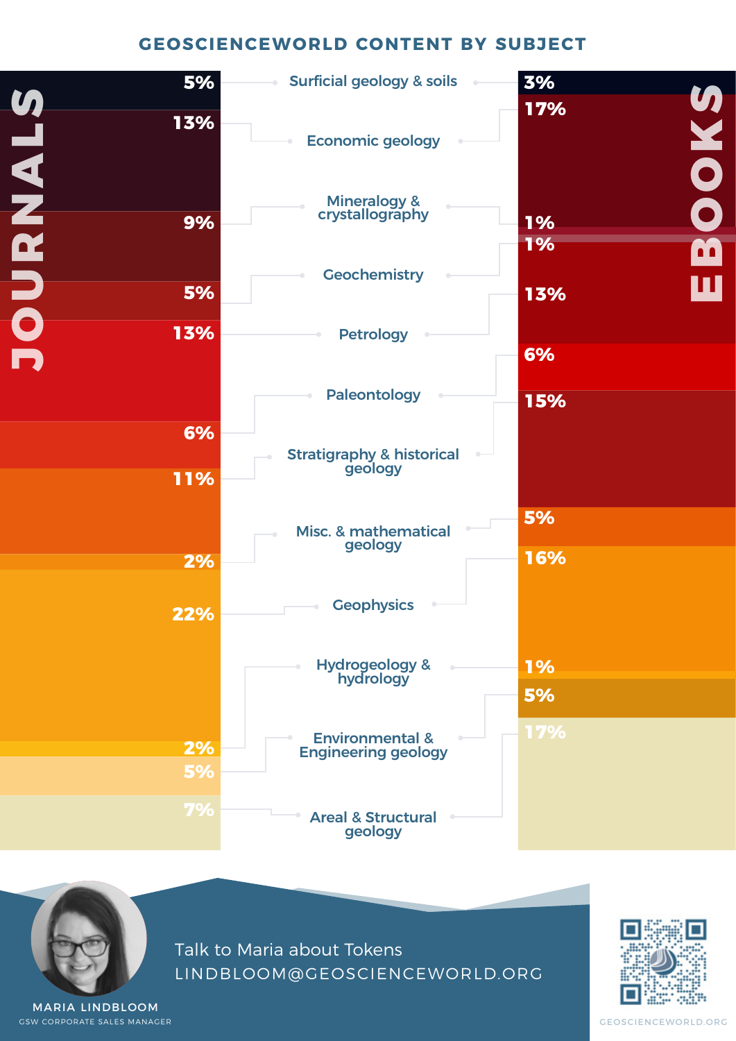# GEOSCIENCEWORLD CONTENT BY SUBJECT

JOURNALS

EBOOKS

5%
Surficial geology & soils
3%

13%
Economic geology
17%

9%
Mineralogy & crystallography
1%

5%
Geochemistry
1%

13%
Petrology
13%

6%
Paleontology
6%

11%
Stratigraphy & historical geology
15%

2%
Misc. & mathematical geology
5%

22%
Geophysics
16%

2%
Hydrogeology & hydrology
1%

5%
Environmental & Engineering geology
5%

7%
Areal & Structural geology
17%

Talk to Maria about Tokens

LINDBLOOM@GEOSCIENCEWORLD.ORG

MARIA LINDBLOOM

GSW CORPORATE SALES MANAGER

GEOSCIENCEWORLD.ORG